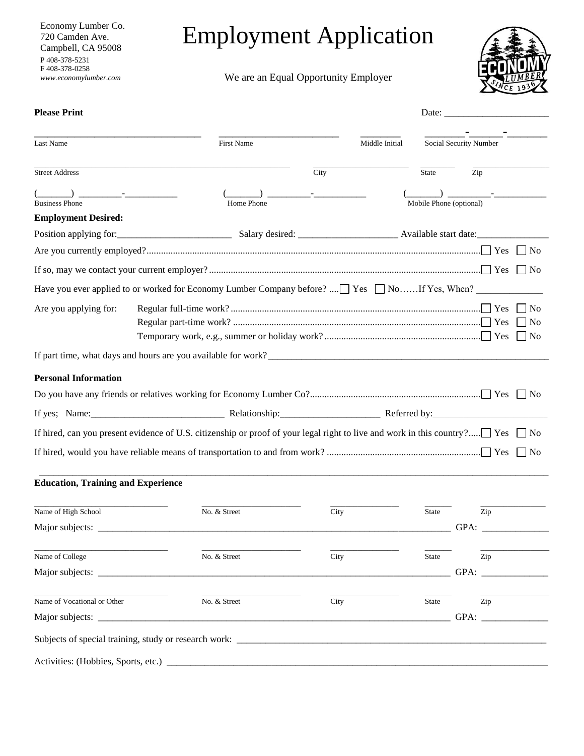Economy Lumber Co.
720 Camden Ave.
Campbell, CA 95008
P 408-378-5231
F 408-378-0258
*www.economylumber.com*

# Employment Application

We are an Equal Opportunity Employer

**Please Print** Date: ____________________

______________________________ ______________________ ________ _______-_____-_______
Last Name First Name Middle Initial Social Security Number

___________________________________________________ ____________________ ________ _______________
Street Address City State Zip

(_______) _________-___________ (_______) _________-___________ (_______) _________-___________
Business Phone Home Phone Mobile Phone (optional)

**Employment Desired:**

Position applying for:_______________________ Salary desired: ____________________ Available start date:_______________

Are you currently employed?........................................................................................ ☐ Yes ☐ No

If so, may we contact your current employer?................................................................ ☐ Yes ☐ No

Have you ever applied to or worked for Economy Lumber Company before? ....☐ Yes ☐ No……If Yes, When? _____________

Are you applying for: Regular full-time work?.................................................................... ☐ Yes ☐ No

Regular part-time work? .................................................................... ☐ Yes ☐ No

Temporary work, e.g., summer or holiday work?.............................................. ☐ Yes ☐ No

If part time, what days and hours are you available for work?____________________________________________________

**Personal Information**

Do you have any friends or relatives working for Economy Lumber Co?........................................ ☐ Yes ☐ No

If yes; Name:___________________________ Relationship:____________________ Referred by:_______________________

If hired, can you present evidence of U.S. citizenship or proof of your legal right to live and work in this country?..... ☐ Yes ☐ No

If hired, would you have reliable means of transportation to and from work? ................................................ ☐ Yes ☐ No

**Education, Training and Experience**

______________________________ ______________________ ________________ ______ _______________
Name of High School No. & Street City State Zip

Major subjects: ______________________________________________________________________ GPA: ______________

______________________________ ______________________ ________________ ______ _______________
Name of College No. & Street City State Zip

Major subjects: ______________________________________________________________________ GPA: ______________

______________________________ ______________________ ________________ ______ _______________
Name of Vocational or Other No. & Street City State Zip

Major subjects: ______________________________________________________________________ GPA: ______________

Subjects of special training, study or research work: ____________________________________________________________

Activities: (Hobbies, Sports, etc.) _______________________________________________________________________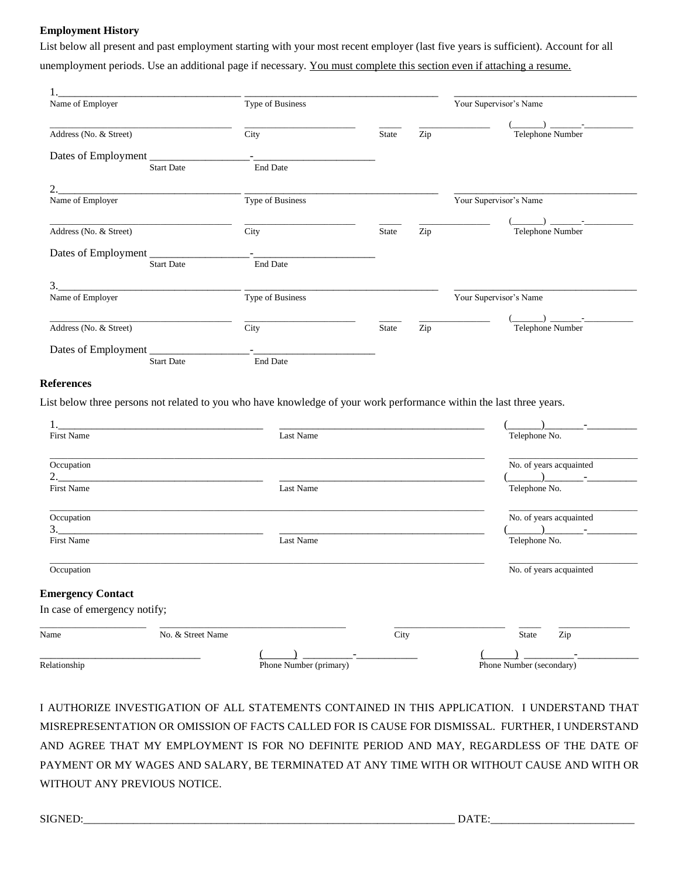**Employment History**

List below all present and past employment starting with your most recent employer (last five years is sufficient). Account for all unemployment periods. Use an additional page if necessary. <u>You must complete this section even if attaching a resume.</u>

1.\_\_\_\_\_\_\_\_\_\_\_\_\_\_\_\_\_\_\_\_\_\_\_\_\_\_\_\_ \_\_\_\_\_\_\_\_\_\_\_\_\_\_\_\_\_\_\_\_\_\_\_\_\_\_\_\_\_\_ \_\_\_\_\_\_\_\_\_\_\_\_\_\_\_\_\_\_\_\_\_\_\_\_\_\_\_\_\_\_
Name of Employer | Type of Business | Your Supervisor's Name

\_\_\_\_\_\_\_\_\_\_\_\_\_\_\_\_\_\_\_\_\_\_\_\_\_\_\_\_ \_\_\_\_\_\_\_\_\_\_\_\_\_\_\_\_\_\_\_\_ \_\_\_\_ \_\_\_\_\_\_\_\_\_\_\_\_ (\_\_\_\_\_\_) \_\_\_\_\_\_-\_\_\_\_\_\_\_\_\_
Address (No. & Street) | City | State | Zip | Telephone Number

Dates of Employment \_\_\_\_\_\_\_\_\_\_\_\_\_\_\_\_-\_\_\_\_\_\_\_\_\_\_\_\_\_\_\_\_\_\_\_\_
Start Date | End Date

2.\_\_\_\_\_\_\_\_\_\_\_\_\_\_\_\_\_\_\_\_\_\_\_\_\_\_\_\_ \_\_\_\_\_\_\_\_\_\_\_\_\_\_\_\_\_\_\_\_\_\_\_\_\_\_\_\_\_\_ \_\_\_\_\_\_\_\_\_\_\_\_\_\_\_\_\_\_\_\_\_\_\_\_\_\_\_\_\_\_
Name of Employer | Type of Business | Your Supervisor's Name

\_\_\_\_\_\_\_\_\_\_\_\_\_\_\_\_\_\_\_\_\_\_\_\_\_\_\_\_ \_\_\_\_\_\_\_\_\_\_\_\_\_\_\_\_\_\_\_\_ \_\_\_\_ \_\_\_\_\_\_\_\_\_\_\_\_ (\_\_\_\_\_\_) \_\_\_\_\_\_-\_\_\_\_\_\_\_\_\_
Address (No. & Street) | City | State | Zip | Telephone Number

Dates of Employment \_\_\_\_\_\_\_\_\_\_\_\_\_\_\_\_-\_\_\_\_\_\_\_\_\_\_\_\_\_\_\_\_\_\_\_\_
Start Date | End Date

3.\_\_\_\_\_\_\_\_\_\_\_\_\_\_\_\_\_\_\_\_\_\_\_\_\_\_\_\_ \_\_\_\_\_\_\_\_\_\_\_\_\_\_\_\_\_\_\_\_\_\_\_\_\_\_\_\_\_\_ \_\_\_\_\_\_\_\_\_\_\_\_\_\_\_\_\_\_\_\_\_\_\_\_\_\_\_\_\_\_
Name of Employer | Type of Business | Your Supervisor's Name

\_\_\_\_\_\_\_\_\_\_\_\_\_\_\_\_\_\_\_\_\_\_\_\_\_\_\_\_ \_\_\_\_\_\_\_\_\_\_\_\_\_\_\_\_\_\_\_\_ \_\_\_\_ \_\_\_\_\_\_\_\_\_\_\_\_ (\_\_\_\_\_\_) \_\_\_\_\_\_-\_\_\_\_\_\_\_\_\_
Address (No. & Street) | City | State | Zip | Telephone Number

Dates of Employment \_\_\_\_\_\_\_\_\_\_\_\_\_\_\_\_-\_\_\_\_\_\_\_\_\_\_\_\_\_\_\_\_\_\_\_\_
Start Date | End Date

**References**

List below three persons not related to you who have knowledge of your work performance within the last three years.

1.\_\_\_\_\_\_\_\_\_\_\_\_\_\_\_\_\_\_\_\_\_\_\_\_\_\_\_\_\_\_\_\_ \_\_\_\_\_\_\_\_\_\_\_\_\_\_\_\_\_\_\_\_\_\_\_\_\_\_\_\_\_\_\_\_ (\_\_\_\_\_\_)\_\_\_\_\_\_\_-\_\_\_\_\_\_\_\_\_
First Name | Last Name | Telephone No.

\_\_\_\_\_\_\_\_\_\_\_\_\_\_\_\_\_\_\_\_\_\_\_\_\_\_\_\_\_\_\_\_\_\_\_\_\_\_\_\_\_\_\_\_\_\_\_\_\_\_\_\_\_\_\_\_\_\_\_\_\_\_\_\_ \_\_\_\_\_\_\_\_\_\_\_\_\_\_\_\_\_\_\_\_
Occupation | No. of years acquainted

2.\_\_\_\_\_\_\_\_\_\_\_\_\_\_\_\_\_\_\_\_\_\_\_\_\_\_\_\_\_\_\_\_ \_\_\_\_\_\_\_\_\_\_\_\_\_\_\_\_\_\_\_\_\_\_\_\_\_\_\_\_\_\_\_\_ (\_\_\_\_\_\_)\_\_\_\_\_\_\_-\_\_\_\_\_\_\_\_\_
First Name | Last Name | Telephone No.

\_\_\_\_\_\_\_\_\_\_\_\_\_\_\_\_\_\_\_\_\_\_\_\_\_\_\_\_\_\_\_\_\_\_\_\_\_\_\_\_\_\_\_\_\_\_\_\_\_\_\_\_\_\_\_\_\_\_\_\_\_\_\_\_ \_\_\_\_\_\_\_\_\_\_\_\_\_\_\_\_\_\_\_\_
Occupation | No. of years acquainted

3.\_\_\_\_\_\_\_\_\_\_\_\_\_\_\_\_\_\_\_\_\_\_\_\_\_\_\_\_\_\_\_\_ \_\_\_\_\_\_\_\_\_\_\_\_\_\_\_\_\_\_\_\_\_\_\_\_\_\_\_\_\_\_\_\_ (\_\_\_\_\_\_)\_\_\_\_\_\_\_-\_\_\_\_\_\_\_\_\_
First Name | Last Name | Telephone No.

\_\_\_\_\_\_\_\_\_\_\_\_\_\_\_\_\_\_\_\_\_\_\_\_\_\_\_\_\_\_\_\_\_\_\_\_\_\_\_\_\_\_\_\_\_\_\_\_\_\_\_\_\_\_\_\_\_\_\_\_\_\_\_\_ \_\_\_\_\_\_\_\_\_\_\_\_\_\_\_\_\_\_\_\_
Occupation | No. of years acquainted

**Emergency Contact**

In case of emergency notify;

\_\_\_\_\_\_\_\_\_\_\_\_\_\_\_\_\_ \_\_\_\_\_\_\_\_\_\_\_\_\_\_\_\_\_\_\_\_\_\_\_\_\_\_\_\_\_\_\_\_ \_\_\_\_\_\_\_\_\_\_\_\_\_\_\_\_\_\_\_\_ \_\_\_\_ \_\_\_\_\_\_\_\_\_\_\_\_
Name | No. & Street Name | City | State | Zip

\_\_\_\_\_\_\_\_\_\_\_\_\_\_\_\_\_\_\_\_\_\_\_\_\_\_\_\_ (\_\_\_\_\_) \_\_\_\_\_\_\_\_\_-\_\_\_\_\_\_\_\_\_\_\_ (\_\_\_\_\_) \_\_\_\_\_\_\_\_\_-\_\_\_\_\_\_\_\_\_\_\_
Relationship | Phone Number (primary) | Phone Number (secondary)

I AUTHORIZE INVESTIGATION OF ALL STATEMENTS CONTAINED IN THIS APPLICATION. I UNDERSTAND THAT MISREPRESENTATION OR OMISSION OF FACTS CALLED FOR IS CAUSE FOR DISMISSAL. FURTHER, I UNDERSTAND AND AGREE THAT MY EMPLOYMENT IS FOR NO DEFINITE PERIOD AND MAY, REGARDLESS OF THE DATE OF PAYMENT OR MY WAGES AND SALARY, BE TERMINATED AT ANY TIME WITH OR WITHOUT CAUSE AND WITH OR WITHOUT ANY PREVIOUS NOTICE.

SIGNED:\_\_\_\_\_\_\_\_\_\_\_\_\_\_\_\_\_\_\_\_\_\_\_\_\_\_\_\_\_\_\_\_\_\_\_\_\_\_\_\_\_\_\_\_\_\_\_\_\_\_\_\_\_\_\_\_\_\_ DATE:\_\_\_\_\_\_\_\_\_\_\_\_\_\_\_\_\_\_\_\_\_\_\_\_